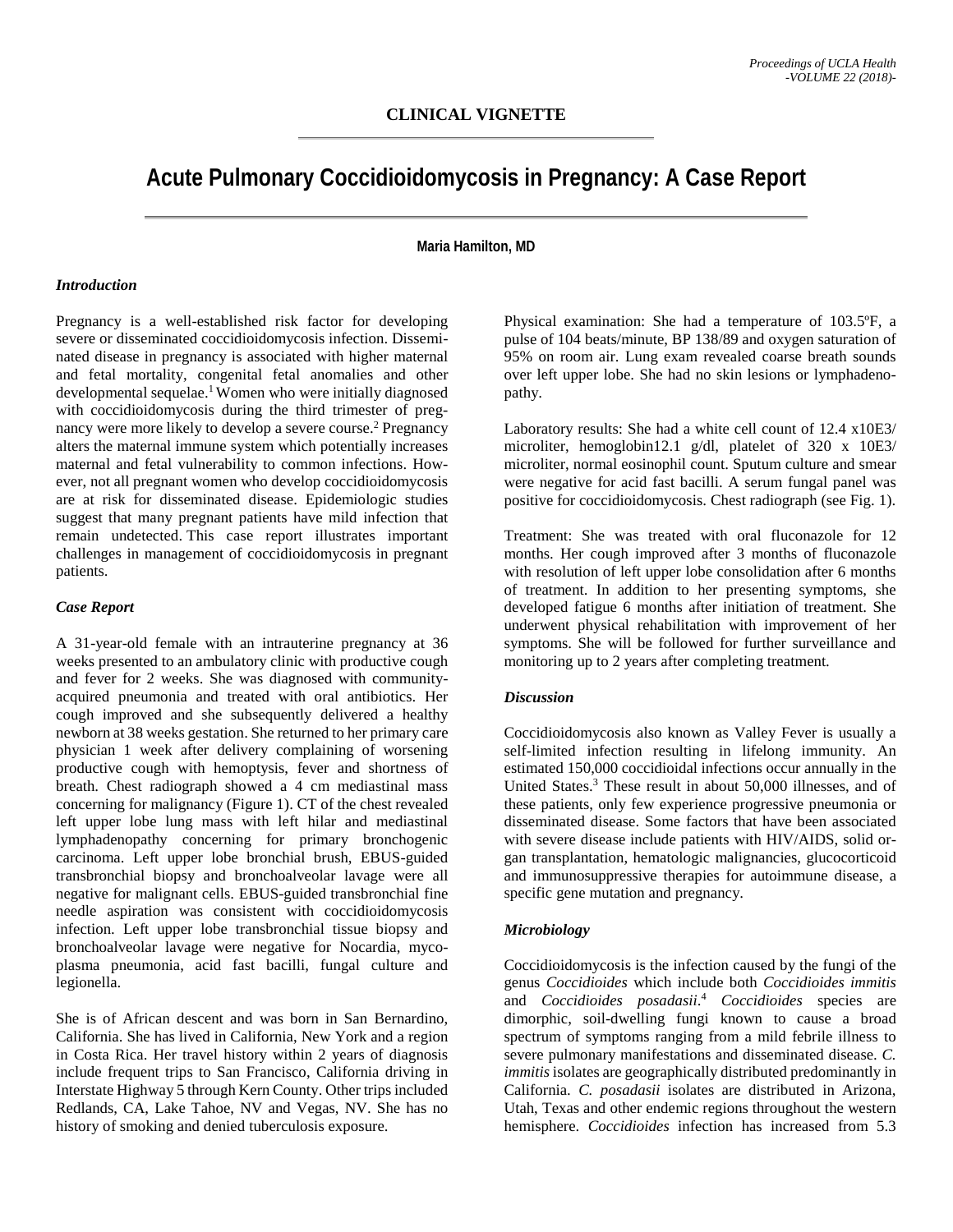**CLINICAL VIGNETTE**

# Acute Pulmonary Coccidioidomycosis in Pregnancy: A Case Report

**Maria Hamilton, MD**

### *Introduction*

Pregnancy is a well-established risk factor for developing severe or disseminated coccidioidomycosis infection. Disseminated disease in pregnancy is associated with higher maternal and fetal mortality, congenital fetal anomalies and other developmental sequelae.[1] Women who were initially diagnosed with coccidioidomycosis during the third trimester of pregnancy were more likely to develop a severe course.[2] Pregnancy alters the maternal immune system which potentially increases maternal and fetal vulnerability to common infections. However, not all pregnant women who develop coccidioidomycosis are at risk for disseminated disease. Epidemiologic studies suggest that many pregnant patients have mild infection that remain undetected. This case report illustrates important challenges in management of coccidioidomycosis in pregnant patients.

### *Case Report*

A 31-year-old female with an intrauterine pregnancy at 36 weeks presented to an ambulatory clinic with productive cough and fever for 2 weeks. She was diagnosed with community-acquired pneumonia and treated with oral antibiotics. Her cough improved and she subsequently delivered a healthy newborn at 38 weeks gestation. She returned to her primary care physician 1 week after delivery complaining of worsening productive cough with hemoptysis, fever and shortness of breath. Chest radiograph showed a 4 cm mediastinal mass concerning for malignancy (Figure 1). CT of the chest revealed left upper lobe lung mass with left hilar and mediastinal lymphadenopathy concerning for primary bronchogenic carcinoma. Left upper lobe bronchial brush, EBUS-guided transbronchial biopsy and bronchoalveolar lavage were all negative for malignant cells. EBUS-guided transbronchial fine needle aspiration was consistent with coccidioidomycosis infection. Left upper lobe transbronchial tissue biopsy and bronchoalveolar lavage were negative for Nocardia, mycoplasma pneumonia, acid fast bacilli, fungal culture and legionella.

She is of African descent and was born in San Bernardino, California. She has lived in California, New York and a region in Costa Rica. Her travel history within 2 years of diagnosis include frequent trips to San Francisco, California driving in Interstate Highway 5 through Kern County. Other trips included Redlands, CA, Lake Tahoe, NV and Vegas, NV. She has no history of smoking and denied tuberculosis exposure.

Physical examination: She had a temperature of 103.5ºF, a pulse of 104 beats/minute, BP 138/89 and oxygen saturation of 95% on room air. Lung exam revealed coarse breath sounds over left upper lobe. She had no skin lesions or lymphadenopathy.

Laboratory results: She had a white cell count of 12.4 x10E3/ microliter, hemoglobin12.1 g/dl, platelet of 320 x 10E3/ microliter, normal eosinophil count. Sputum culture and smear were negative for acid fast bacilli. A serum fungal panel was positive for coccidioidomycosis. Chest radiograph (see Fig. 1).

Treatment: She was treated with oral fluconazole for 12 months. Her cough improved after 3 months of fluconazole with resolution of left upper lobe consolidation after 6 months of treatment. In addition to her presenting symptoms, she developed fatigue 6 months after initiation of treatment. She underwent physical rehabilitation with improvement of her symptoms. She will be followed for further surveillance and monitoring up to 2 years after completing treatment.

### *Discussion*

Coccidioidomycosis also known as Valley Fever is usually a self-limited infection resulting in lifelong immunity. An estimated 150,000 coccidioidal infections occur annually in the United States.[3] These result in about 50,000 illnesses, and of these patients, only few experience progressive pneumonia or disseminated disease. Some factors that have been associated with severe disease include patients with HIV/AIDS, solid organ transplantation, hematologic malignancies, glucocorticoid and immunosuppressive therapies for autoimmune disease, a specific gene mutation and pregnancy.

### *Microbiology*

Coccidioidomycosis is the infection caused by the fungi of the genus *Coccidioides* which include both *Coccidioides immitis* and *Coccidioides posadasii*.[4] *Coccidioides* species are dimorphic, soil-dwelling fungi known to cause a broad spectrum of symptoms ranging from a mild febrile illness to severe pulmonary manifestations and disseminated disease. *C. immitis* isolates are geographically distributed predominantly in California. *C. posadasii* isolates are distributed in Arizona, Utah, Texas and other endemic regions throughout the western hemisphere. *Coccidioides* infection has increased from 5.3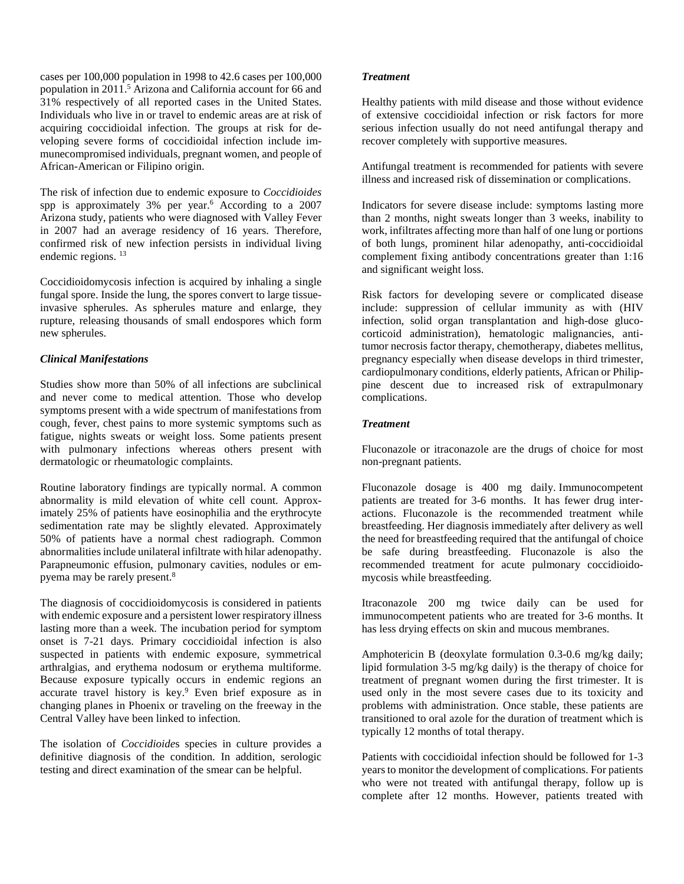cases per 100,000 population in 1998 to 42.6 cases per 100,000 population in 2011.[5] Arizona and California account for 66 and 31% respectively of all reported cases in the United States. Individuals who live in or travel to endemic areas are at risk of acquiring coccidioidal infection. The groups at risk for developing severe forms of coccidioidal infection include immunecompromised individuals, pregnant women, and people of African-American or Filipino origin.

The risk of infection due to endemic exposure to *Coccidioides* spp is approximately 3% per year.[6] According to a 2007 Arizona study, patients who were diagnosed with Valley Fever in 2007 had an average residency of 16 years. Therefore, confirmed risk of new infection persists in individual living endemic regions. [13]

Coccidioidomycosis infection is acquired by inhaling a single fungal spore. Inside the lung, the spores convert to large tissue-invasive spherules. As spherules mature and enlarge, they rupture, releasing thousands of small endospores which form new spherules.

### *Clinical Manifestations*

Studies show more than 50% of all infections are subclinical and never come to medical attention. Those who develop symptoms present with a wide spectrum of manifestations from cough, fever, chest pains to more systemic symptoms such as fatigue, nights sweats or weight loss. Some patients present with pulmonary infections whereas others present with dermatologic or rheumatologic complaints.

Routine laboratory findings are typically normal. A common abnormality is mild elevation of white cell count. Approximately 25% of patients have eosinophilia and the erythrocyte sedimentation rate may be slightly elevated. Approximately 50% of patients have a normal chest radiograph. Common abnormalities include unilateral infiltrate with hilar adenopathy. Parapneumonic effusion, pulmonary cavities, nodules or empyema may be rarely present.[8]

The diagnosis of coccidioidomycosis is considered in patients with endemic exposure and a persistent lower respiratory illness lasting more than a week. The incubation period for symptom onset is 7-21 days. Primary coccidioidal infection is also suspected in patients with endemic exposure, symmetrical arthralgias, and erythema nodosum or erythema multiforme. Because exposure typically occurs in endemic regions an accurate travel history is key.[9] Even brief exposure as in changing planes in Phoenix or traveling on the freeway in the Central Valley have been linked to infection.

The isolation of *Coccidioides* species in culture provides a definitive diagnosis of the condition. In addition, serologic testing and direct examination of the smear can be helpful.

### *Treatment*

Healthy patients with mild disease and those without evidence of extensive coccidioidal infection or risk factors for more serious infection usually do not need antifungal therapy and recover completely with supportive measures.

Antifungal treatment is recommended for patients with severe illness and increased risk of dissemination or complications.

Indicators for severe disease include: symptoms lasting more than 2 months, night sweats longer than 3 weeks, inability to work, infiltrates affecting more than half of one lung or portions of both lungs, prominent hilar adenopathy, anti-coccidioidal complement fixing antibody concentrations greater than 1:16 and significant weight loss.

Risk factors for developing severe or complicated disease include: suppression of cellular immunity as with (HIV infection, solid organ transplantation and high-dose glucocorticoid administration), hematologic malignancies, anti-tumor necrosis factor therapy, chemotherapy, diabetes mellitus, pregnancy especially when disease develops in third trimester, cardiopulmonary conditions, elderly patients, African or Philippine descent due to increased risk of extrapulmonary complications.

### *Treatment*

Fluconazole or itraconazole are the drugs of choice for most non-pregnant patients.

Fluconazole dosage is 400 mg daily. Immunocompetent patients are treated for 3-6 months. It has fewer drug interactions. Fluconazole is the recommended treatment while breastfeeding. Her diagnosis immediately after delivery as well the need for breastfeeding required that the antifungal of choice be safe during breastfeeding. Fluconazole is also the recommended treatment for acute pulmonary coccidioidomycosis while breastfeeding.

Itraconazole 200 mg twice daily can be used for immunocompetent patients who are treated for 3-6 months. It has less drying effects on skin and mucous membranes.

Amphotericin B (deoxylate formulation 0.3-0.6 mg/kg daily; lipid formulation 3-5 mg/kg daily) is the therapy of choice for treatment of pregnant women during the first trimester. It is used only in the most severe cases due to its toxicity and problems with administration. Once stable, these patients are transitioned to oral azole for the duration of treatment which is typically 12 months of total therapy.

Patients with coccidioidal infection should be followed for 1-3 years to monitor the development of complications. For patients who were not treated with antifungal therapy, follow up is complete after 12 months. However, patients treated with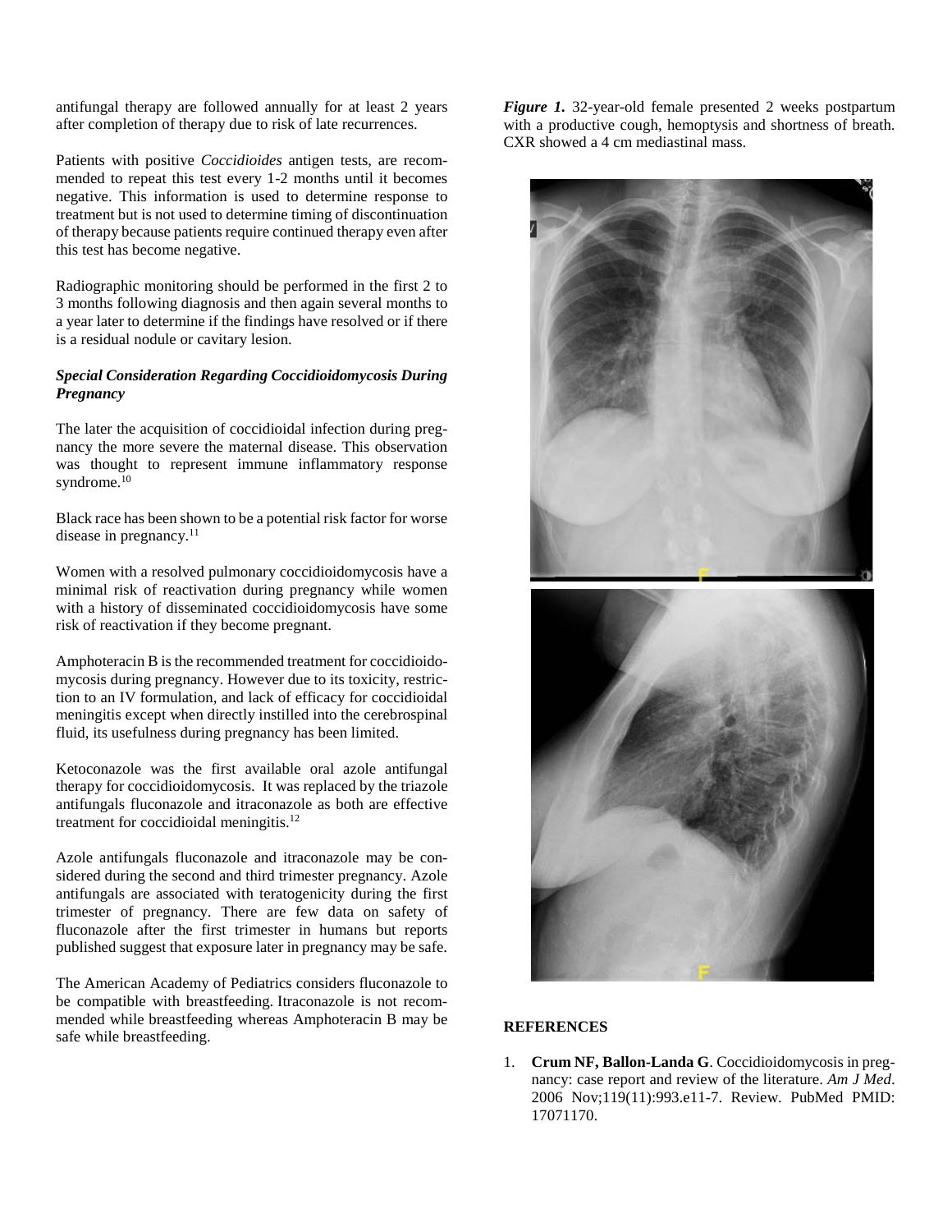antifungal therapy are followed annually for at least 2 years after completion of therapy due to risk of late recurrences.

Patients with positive *Coccidioides* antigen tests, are recommended to repeat this test every 1-2 months until it becomes negative. This information is used to determine response to treatment but is not used to determine timing of discontinuation of therapy because patients require continued therapy even after this test has become negative.

Radiographic monitoring should be performed in the first 2 to 3 months following diagnosis and then again several months to a year later to determine if the findings have resolved or if there is a residual nodule or cavitary lesion.

### *Special Consideration Regarding Coccidioidomycosis During Pregnancy*

The later the acquisition of coccidioidal infection during pregnancy the more severe the maternal disease. This observation was thought to represent immune inflammatory response syndrome.[10]

Black race has been shown to be a potential risk factor for worse disease in pregnancy.[11]

Women with a resolved pulmonary coccidioidomycosis have a minimal risk of reactivation during pregnancy while women with a history of disseminated coccidioidomycosis have some risk of reactivation if they become pregnant.

Amphoteracin B is the recommended treatment for coccidioidomycosis during pregnancy. However due to its toxicity, restriction to an IV formulation, and lack of efficacy for coccidioidal meningitis except when directly instilled into the cerebrospinal fluid, its usefulness during pregnancy has been limited.

Ketoconazole was the first available oral azole antifungal therapy for coccidioidomycosis. It was replaced by the triazole antifungals fluconazole and itraconazole as both are effective treatment for coccidioidal meningitis.[12]

Azole antifungals fluconazole and itraconazole may be considered during the second and third trimester pregnancy. Azole antifungals are associated with teratogenicity during the first trimester of pregnancy. There are few data on safety of fluconazole after the first trimester in humans but reports published suggest that exposure later in pregnancy may be safe.

The American Academy of Pediatrics considers fluconazole to be compatible with breastfeeding. Itraconazole is not recommended while breastfeeding whereas Amphoteracin B may be safe while breastfeeding.

***Figure 1.*** 32-year-old female presented 2 weeks postpartum with a productive cough, hemoptysis and shortness of breath. CXR showed a 4 cm mediastinal mass.

## REFERENCES

1. **Crum NF, Ballon-Landa G**. Coccidioidomycosis in pregnancy: case report and review of the literature. *Am J Med*. 2006 Nov;119(11):993.e11-7. Review. PubMed PMID: 17071170.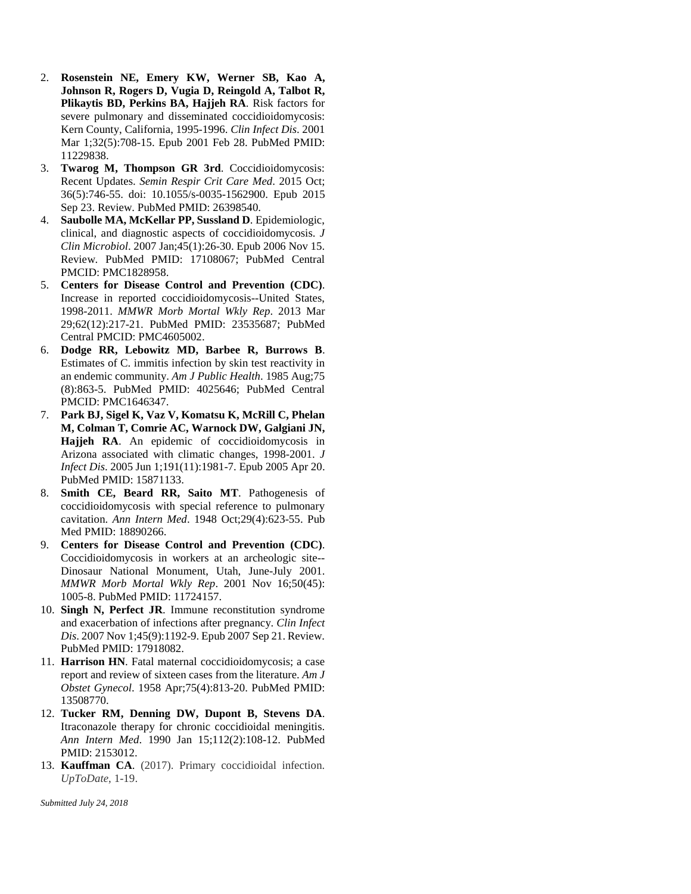2. **Rosenstein NE, Emery KW, Werner SB, Kao A, Johnson R, Rogers D, Vugia D, Reingold A, Talbot R, Plikaytis BD, Perkins BA, Hajjeh RA**. Risk factors for severe pulmonary and disseminated coccidioidomycosis: Kern County, California, 1995-1996. *Clin Infect Dis*. 2001 Mar 1;32(5):708-15. Epub 2001 Feb 28. PubMed PMID: 11229838.
3. **Twarog M, Thompson GR 3rd**. Coccidioidomycosis: Recent Updates. *Semin Respir Crit Care Med*. 2015 Oct; 36(5):746-55. doi: 10.1055/s-0035-1562900. Epub 2015 Sep 23. Review. PubMed PMID: 26398540.
4. **Saubolle MA, McKellar PP, Sussland D**. Epidemiologic, clinical, and diagnostic aspects of coccidioidomycosis. *J Clin Microbiol*. 2007 Jan;45(1):26-30. Epub 2006 Nov 15. Review. PubMed PMID: 17108067; PubMed Central PMCID: PMC1828958.
5. **Centers for Disease Control and Prevention (CDC)**. Increase in reported coccidioidomycosis--United States, 1998-2011. *MMWR Morb Mortal Wkly Rep*. 2013 Mar 29;62(12):217-21. PubMed PMID: 23535687; PubMed Central PMCID: PMC4605002.
6. **Dodge RR, Lebowitz MD, Barbee R, Burrows B**. Estimates of C. immitis infection by skin test reactivity in an endemic community. *Am J Public Health*. 1985 Aug;75 (8):863-5. PubMed PMID: 4025646; PubMed Central PMCID: PMC1646347.
7. **Park BJ, Sigel K, Vaz V, Komatsu K, McRill C, Phelan M, Colman T, Comrie AC, Warnock DW, Galgiani JN, Hajjeh RA**. An epidemic of coccidioidomycosis in Arizona associated with climatic changes, 1998-2001. *J Infect Dis*. 2005 Jun 1;191(11):1981-7. Epub 2005 Apr 20. PubMed PMID: 15871133.
8. **Smith CE, Beard RR, Saito MT**. Pathogenesis of coccidioidomycosis with special reference to pulmonary cavitation. *Ann Intern Med*. 1948 Oct;29(4):623-55. Pub Med PMID: 18890266.
9. **Centers for Disease Control and Prevention (CDC)**. Coccidioidomycosis in workers at an archeologic site--Dinosaur National Monument, Utah, June-July 2001. *MMWR Morb Mortal Wkly Rep*. 2001 Nov 16;50(45): 1005-8. PubMed PMID: 11724157.
10. **Singh N, Perfect JR**. Immune reconstitution syndrome and exacerbation of infections after pregnancy. *Clin Infect Dis*. 2007 Nov 1;45(9):1192-9. Epub 2007 Sep 21. Review. PubMed PMID: 17918082.
11. **Harrison HN**. Fatal maternal coccidioidomycosis; a case report and review of sixteen cases from the literature. *Am J Obstet Gynecol*. 1958 Apr;75(4):813-20. PubMed PMID: 13508770.
12. **Tucker RM, Denning DW, Dupont B, Stevens DA**. Itraconazole therapy for chronic coccidioidal meningitis. *Ann Intern Med*. 1990 Jan 15;112(2):108-12. PubMed PMID: 2153012.
13. **Kauffman CA**. (2017). Primary coccidioidal infection. *UpToDate*, 1-19.

*Submitted July 24, 2018*